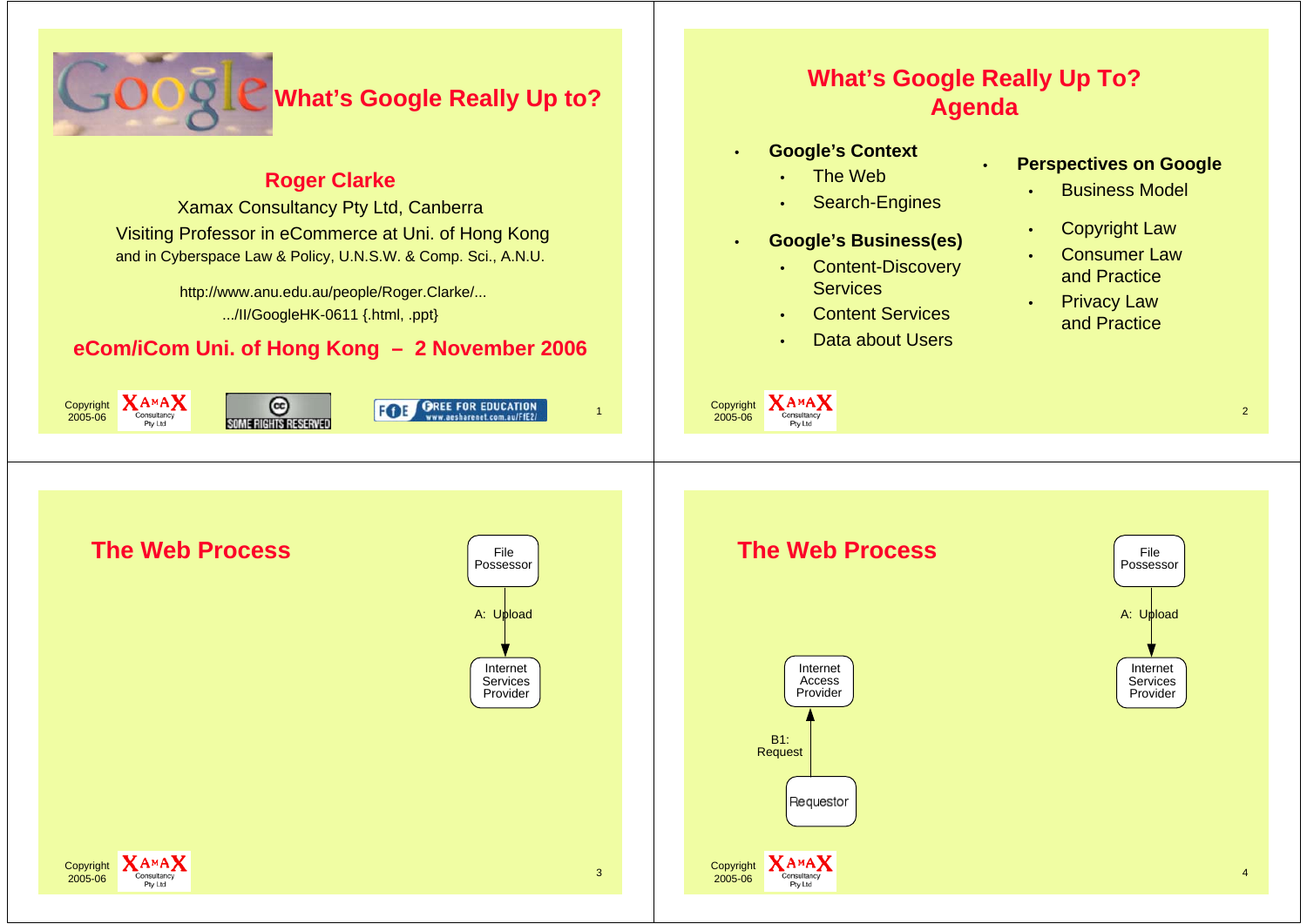# What's Google Really Up to?

**Roger Clarke**

Xamax Consultancy Pty Ltd, Canberra

Visiting Professor in eCommerce at Uni. of Hong Kong

and in Cyberspace Law & Policy, U.N.S.W. & Comp. Sci., A.N.U.

http://www.anu.edu.au/people/Roger.Clarke/...

.../II/GoogleHK-0611 {.html, .ppt}

**eCom/iCom Uni. of Hong Kong – 2 November 2006**

Copyright 2005-06

---

## What's Google Really Up To? Agenda

- **Google's Context**
  - The Web
  - Search-Engines
- **Google's Business(es)**
  - Content-Discovery Services
  - Content Services
  - Data about Users
- **Perspectives on Google**
  - Business Model
  - Copyright Law
  - Consumer Law and Practice
  - Privacy Law and Practice

Copyright 2005-06

---

## The Web Process

File Possessor → A: Upload → Internet Services Provider

Copyright 2005-06

---

## The Web Process

File Possessor → A: Upload → Internet Services Provider

Requestor → B1: Request → Internet Access Provider

Copyright 2005-06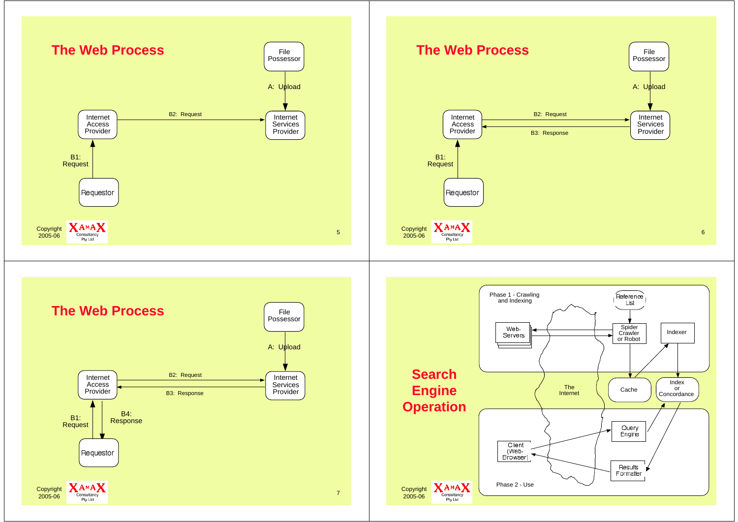# The Web Process

File Possessor

A: Upload

Internet Access Provider

B2: Request

Internet Services Provider

B1: Request

Requestor

Copyright 2005-06

# The Web Process

File Possessor

A: Upload

Internet Access Provider

B2: Request

B3: Response

Internet Services Provider

B1: Request

Requestor

Copyright 2005-06

# The Web Process

File Possessor

A: Upload

Internet Access Provider

B2: Request

B3: Response

Internet Services Provider

B1: Request

B4: Response

Requestor

Copyright 2005-06

# Search Engine Operation

Phase 1 - Crawling and Indexing

Reference List

Web-Servers

Spider Crawler or Robot

Indexer

The Internet

Cache

Index or Concordance

Query Engine

Client (Web-Browser)

Results Formatter

Phase 2 - Use

Copyright 2005-06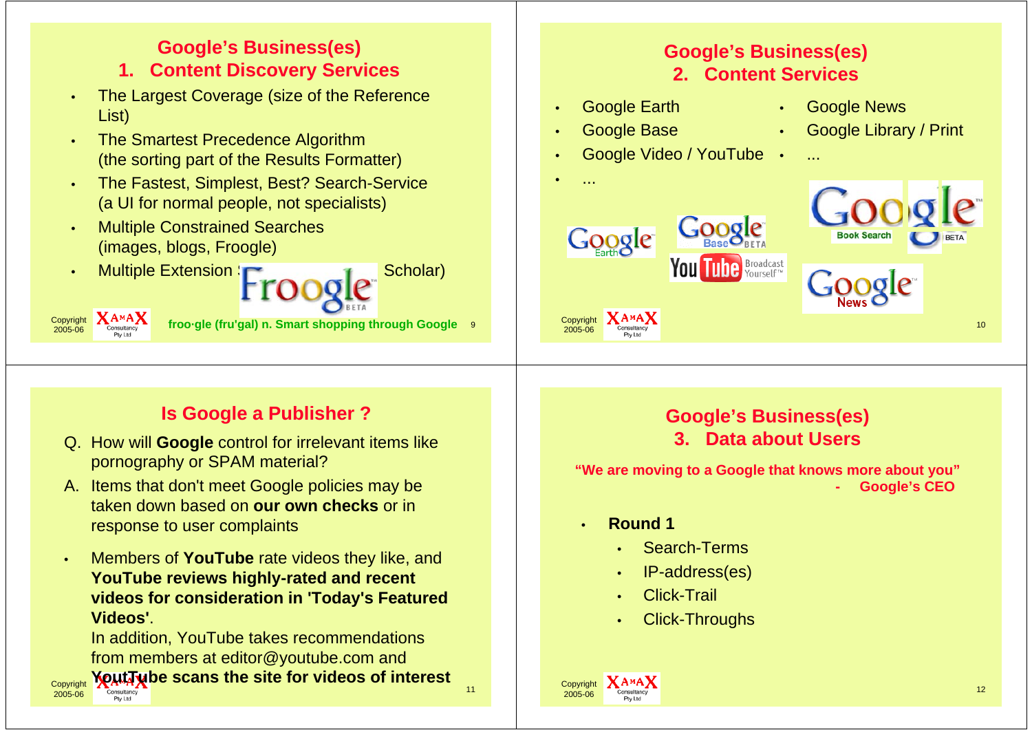## Google's Business(es)
## 1. Content Discovery Services

- The Largest Coverage (size of the Reference List)
- The Smartest Precedence Algorithm (the sorting part of the Results Formatter)
- The Fastest, Simplest, Best? Search-Service (a UI for normal people, not specialists)
- Multiple Constrained Searches (images, blogs, Froogle)
- Multiple Extension S... Scholar)

**froo·gle (fru'gal) n. Smart shopping through Google**

## Google's Business(es)
## 2. Content Services

- Google Earth
- Google Base
- Google Video / YouTube
- ...
- Google News
- Google Library / Print
- ...

## Is Google a Publisher ?

Q. How will **Google** control for irrelevant items like pornography or SPAM material?

A. Items that don't meet Google policies may be taken down based on **our own checks** or in response to user complaints

- Members of **YouTube** rate videos they like, and **YouTube reviews highly-rated and recent videos for consideration in 'Today's Featured Videos'**.
  In addition, YouTube takes recommendations from members at editor@youtube.com and **YoutTube scans the site for videos of interest**

## Google's Business(es)
## 3. Data about Users

**"We are moving to a Google that knows more about you"**
**- Google's CEO**

- **Round 1**
  - Search-Terms
  - IP-address(es)
  - Click-Trail
  - Click-Throughs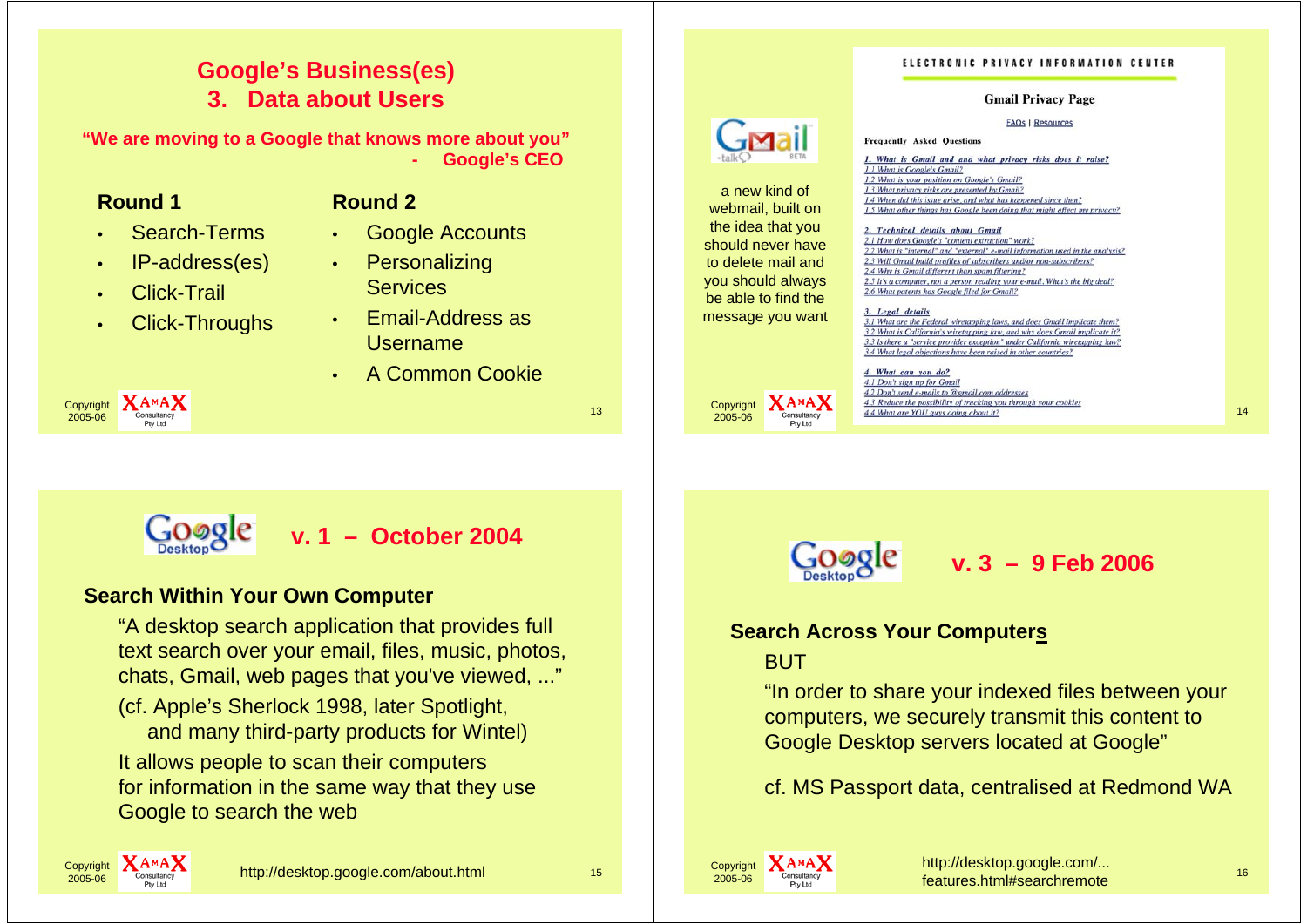## Google's Business(es)
## 3. Data about Users

**"We are moving to a Google that knows more about you"**
**- Google's CEO**

**Round 1**

- Search-Terms
- IP-address(es)
- Click-Trail
- Click-Throughs

**Round 2**

- Google Accounts
- Personalizing Services
- Email-Address as Username
- A Common Cookie

Copyright 2005-06 XAMAX Consultancy Pty Ltd

---

Gmail -talk BETA

a new kind of webmail, built on the idea that you should never have to delete mail and you should always be able to find the message you want

ELECTRONIC PRIVACY INFORMATION CENTER

**Gmail Privacy Page**

FAQs | Resources

Frequently Asked Questions

1. What is Gmail and and what privacy risks does it raise?
1.1 What is Google's Gmail?
1.2 What is your position on Google's Gmail?
1.3 What privacy risks are presented by Gmail?
1.4 When did this issue arise, and what has happened since then?
1.5 What other things has Google been doing that might affect my privacy?

2. Technical details about Gmail
2.1 How does Google's "content extraction" work?
2.2 What is "internal" and "external" e-mail information used in the analysis?
2.3 Will Gmail build profiles of subscribers and/or non-subscribers?
2.4 Why is Gmail different than spam filtering?
2.5 It's a computer, not a person reading your e-mail. What's the big deal?
2.6 What patents has Google filed for Gmail?

3. Legal details
3.1 What are the Federal wiretapping laws, and does Gmail implicate them?
3.2 What is California's wiretapping law, and why does Gmail implicate it?
3.3 Is there a "service provider exception" under California wiretapping law?
3.4 What legal objections have been raised in other countries?

4. What can you do?
4.1 Don't sign up for Gmail
4.2 Don't send e-mails to @gmail.com addresses
4.3 Reduce the possibility of tracking you through your cookies
4.4 What are YOU guys doing about it?

Copyright 2005-06 XAMAX Consultancy Pty Ltd

---

## Google Desktop v. 1 – October 2004

**Search Within Your Own Computer**

"A desktop search application that provides full text search over your email, files, music, photos, chats, Gmail, web pages that you've viewed, ..."

(cf. Apple's Sherlock 1998, later Spotlight, and many third-party products for Wintel)

It allows people to scan their computers for information in the same way that they use Google to search the web

Copyright 2005-06 XAMAX Consultancy Pty Ltd

http://desktop.google.com/about.html

---

## Google Desktop v. 3 – 9 Feb 2006

**Search Across Your Computers**

BUT

"In order to share your indexed files between your computers, we securely transmit this content to Google Desktop servers located at Google"

cf. MS Passport data, centralised at Redmond WA

Copyright 2005-06 XAMAX Consultancy Pty Ltd

http://desktop.google.com/... features.html#searchremote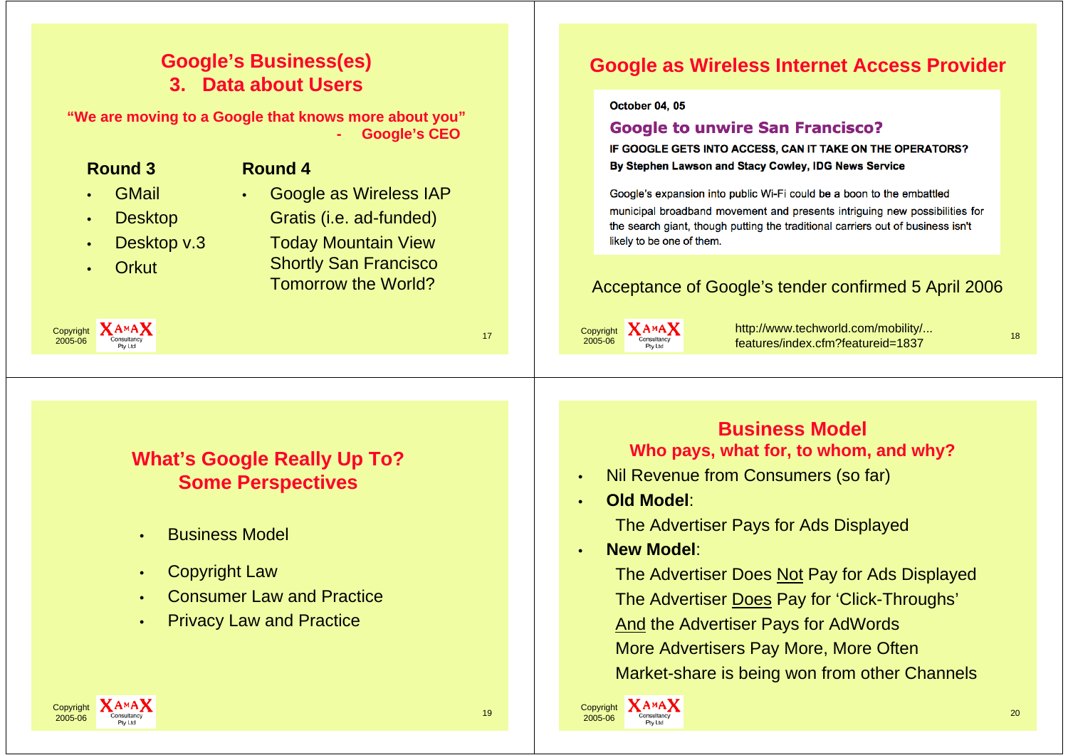## Google's Business(es)
## 3. Data about Users

**"We are moving to a Google that knows more about you"**
**- Google's CEO**

**Round 3**

- GMail
- Desktop
- Desktop v.3
- Orkut

**Round 4**

- Google as Wireless IAP
  Gratis (i.e. ad-funded)
  Today Mountain View
  Shortly San Francisco
  Tomorrow the World?

Copyright 2005-06 XAMAX Consultancy Pty Ltd

## Google as Wireless Internet Access Provider

October 04, 05

**Google to unwire San Francisco?**

**IF GOOGLE GETS INTO ACCESS, CAN IT TAKE ON THE OPERATORS?**

**By Stephen Lawson and Stacy Cowley, IDG News Service**

Google's expansion into public Wi-Fi could be a boon to the embattled municipal broadband movement and presents intriguing new possibilities for the search giant, though putting the traditional carriers out of business isn't likely to be one of them.

Acceptance of Google's tender confirmed 5 April 2006

Copyright 2005-06 XAMAX Consultancy Pty Ltd

http://www.techworld.com/mobility/... features/index.cfm?featureid=1837

## What's Google Really Up To? Some Perspectives

- Business Model
- Copyright Law
- Consumer Law and Practice
- Privacy Law and Practice

Copyright 2005-06 XAMAX Consultancy Pty Ltd

## Business Model
### Who pays, what for, to whom, and why?

- Nil Revenue from Consumers (so far)
- **Old Model**:
  The Advertiser Pays for Ads Displayed
- **New Model**:
  The Advertiser Does Not Pay for Ads Displayed
  The Advertiser Does Pay for 'Click-Throughs'
  And the Advertiser Pays for AdWords
  More Advertisers Pay More, More Often
  Market-share is being won from other Channels

Copyright 2005-06 XAMAX Consultancy Pty Ltd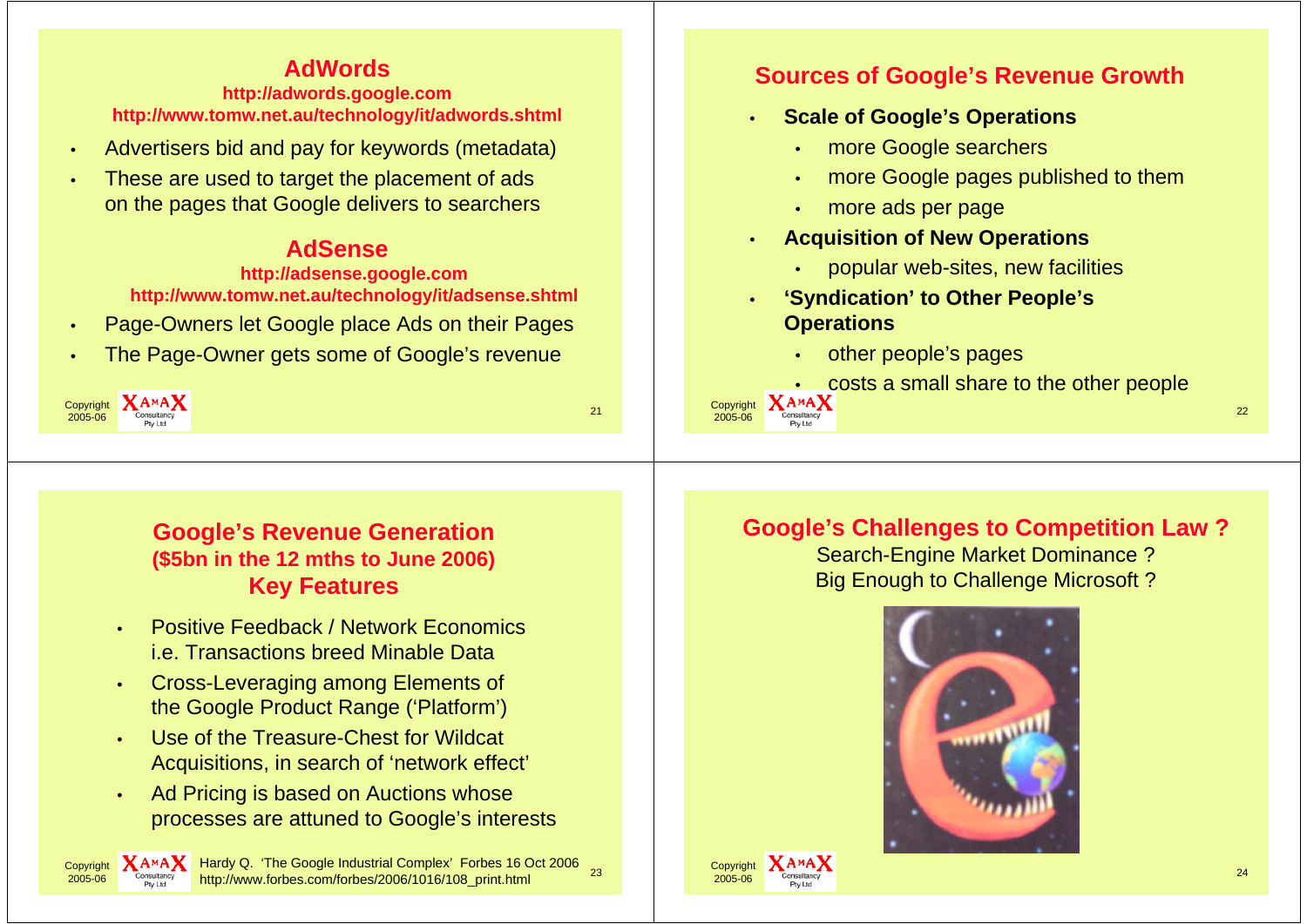## AdWords

**http://adwords.google.com**
**http://www.tomw.net.au/technology/it/adwords.shtml**

- Advertisers bid and pay for keywords (metadata)
- These are used to target the placement of ads on the pages that Google delivers to searchers

## AdSense

**http://adsense.google.com**
**http://www.tomw.net.au/technology/it/adsense.shtml**

- Page-Owners let Google place Ads on their Pages
- The Page-Owner gets some of Google's revenue

Copyright 2005-06 XAMAX Consultancy Pty Ltd

## Sources of Google's Revenue Growth

- **Scale of Google's Operations**
  - more Google searchers
  - more Google pages published to them
  - more ads per page
- **Acquisition of New Operations**
  - popular web-sites, new facilities
- **'Syndication' to Other People's Operations**
  - other people's pages
  - costs a small share to the other people

Copyright 2005-06 XAMAX Consultancy Pty Ltd

## Google's Revenue Generation (\$5bn in the 12 mths to June 2006) Key Features

- Positive Feedback / Network Economics i.e. Transactions breed Minable Data
- Cross-Leveraging among Elements of the Google Product Range ('Platform')
- Use of the Treasure-Chest for Wildcat Acquisitions, in search of 'network effect'
- Ad Pricing is based on Auctions whose processes are attuned to Google's interests

Copyright 2005-06 XAMAX Consultancy Pty Ltd

Hardy Q. 'The Google Industrial Complex' Forbes 16 Oct 2006
http://www.forbes.com/forbes/2006/1016/108_print.html

## Google's Challenges to Competition Law ?

Search-Engine Market Dominance ?
Big Enough to Challenge Microsoft ?

Copyright 2005-06 XAMAX Consultancy Pty Ltd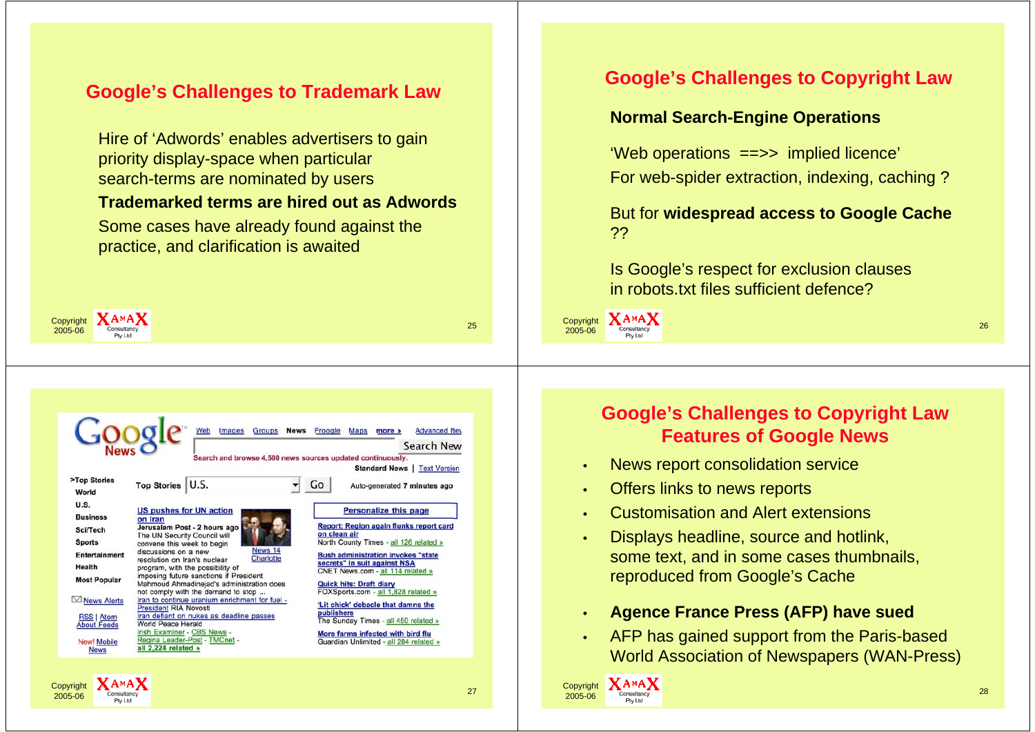## Google's Challenges to Trademark Law

Hire of 'Adwords' enables advertisers to gain priority display-space when particular search-terms are nominated by users

**Trademarked terms are hired out as Adwords**

Some cases have already found against the practice, and clarification is awaited

## Google's Challenges to Copyright Law

**Normal Search-Engine Operations**

'Web operations ==>> implied licence'
For web-spider extraction, indexing, caching ?

But for **widespread access to Google Cache** ??

Is Google's respect for exclusion clauses in robots.txt files sufficient defence?

Google News

Web Images Groups News Froogle Maps more » Advanced News

Search News

Search and browse 4,500 news sources updated continuously.

Standard News | Text Version

>Top Stories
World
U.S.
Business
Sci/Tech
Sports
Entertainment
Health
Most Popular

News Alerts

RSS | Atom
About Feeds

New! Mobile News

Top Stories U.S. Go Auto-generated 7 minutes ago

US pushes for UN action on Iran
Jerusalem Post - 2 hours ago
The UN Security Council will convene this week to begin discussions on a new resolution on Iran's nuclear program, with the possibility of imposing future sanctions if President Mahmoud Ahmadinejad's administration does not comply with the demand to stop ...
News 14 Charlotte
Iran to continue uranium enrichment for fuel - President RIA Novosti
Iran defiant on nukes as deadline passes World Peace Herald
Irish Examiner - CBS News - Regina Leader-Post - TMCnet -
all 2,224 related »

Personalize this page

Report: Region again flunks report card on clean air
North County Times - all 126 related »

Bush administration invokes "state secrets" in suit against NSA
CNET News.com - all 114 related »

Quick hits: Draft diary
FOXSports.com - all 1,828 related »

'Lit chick' debacle that damns the publishers
The Sunday Times - all 450 related »

More farms infected with bird flu
Guardian Unlimited - all 284 related »

## Google's Challenges to Copyright Law
## Features of Google News

- News report consolidation service
- Offers links to news reports
- Customisation and Alert extensions
- Displays headline, source and hotlink, some text, and in some cases thumbnails, reproduced from Google's Cache
- **Agence France Press (AFP) have sued**
- AFP has gained support from the Paris-based World Association of Newspapers (WAN-Press)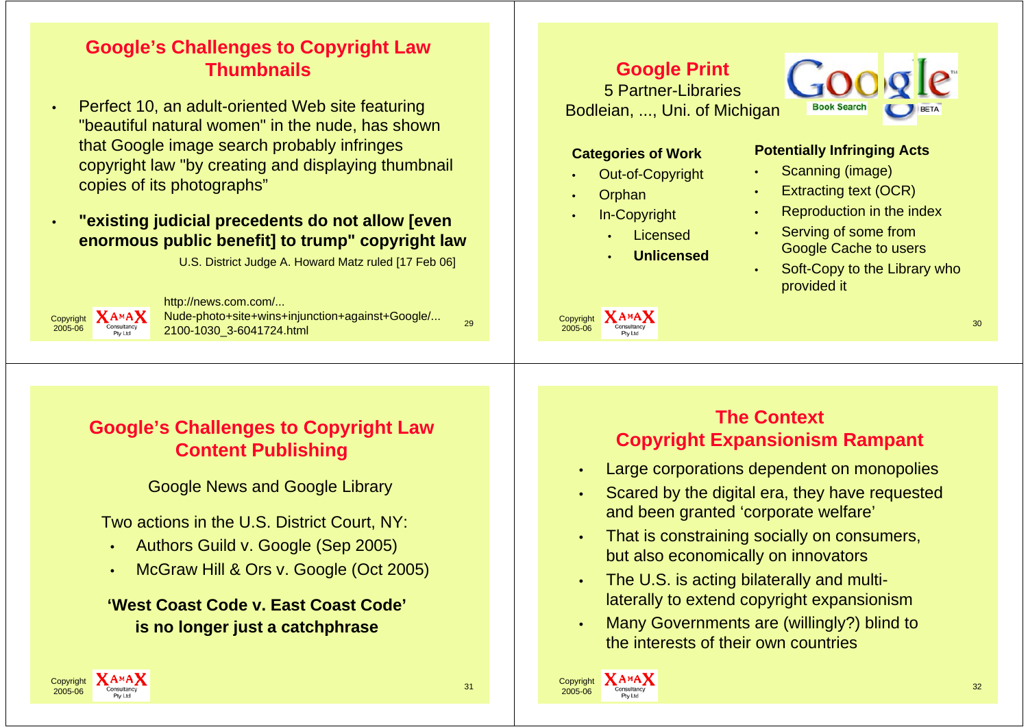## Google's Challenges to Copyright Law Thumbnails

- Perfect 10, an adult-oriented Web site featuring "beautiful natural women" in the nude, has shown that Google image search probably infringes copyright law "by creating and displaying thumbnail copies of its photographs"
- **"existing judicial precedents do not allow [even enormous public benefit] to trump" copyright law**

U.S. District Judge A. Howard Matz ruled [17 Feb 06]

http://news.com.com/... Nude-photo+site+wins+injunction+against+Google/... 2100-1030_3-6041724.html

## Google Print

5 Partner-Libraries
Bodleian, ..., Uni. of Michigan

Google Book Search BETA

**Categories of Work**

- Out-of-Copyright
- Orphan
- In-Copyright
  - Licensed
  - **Unlicensed**

**Potentially Infringing Acts**

- Scanning (image)
- Extracting text (OCR)
- Reproduction in the index
- Serving of some from Google Cache to users
- Soft-Copy to the Library who provided it

## Google's Challenges to Copyright Law Content Publishing

Google News and Google Library

Two actions in the U.S. District Court, NY:

- Authors Guild v. Google (Sep 2005)
- McGraw Hill & Ors v. Google (Oct 2005)

**'West Coast Code v. East Coast Code' is no longer just a catchphrase**

## The Context Copyright Expansionism Rampant

- Large corporations dependent on monopolies
- Scared by the digital era, they have requested and been granted 'corporate welfare'
- That is constraining socially on consumers, but also economically on innovators
- The U.S. is acting bilaterally and multi-laterally to extend copyright expansionism
- Many Governments are (willingly?) blind to the interests of their own countries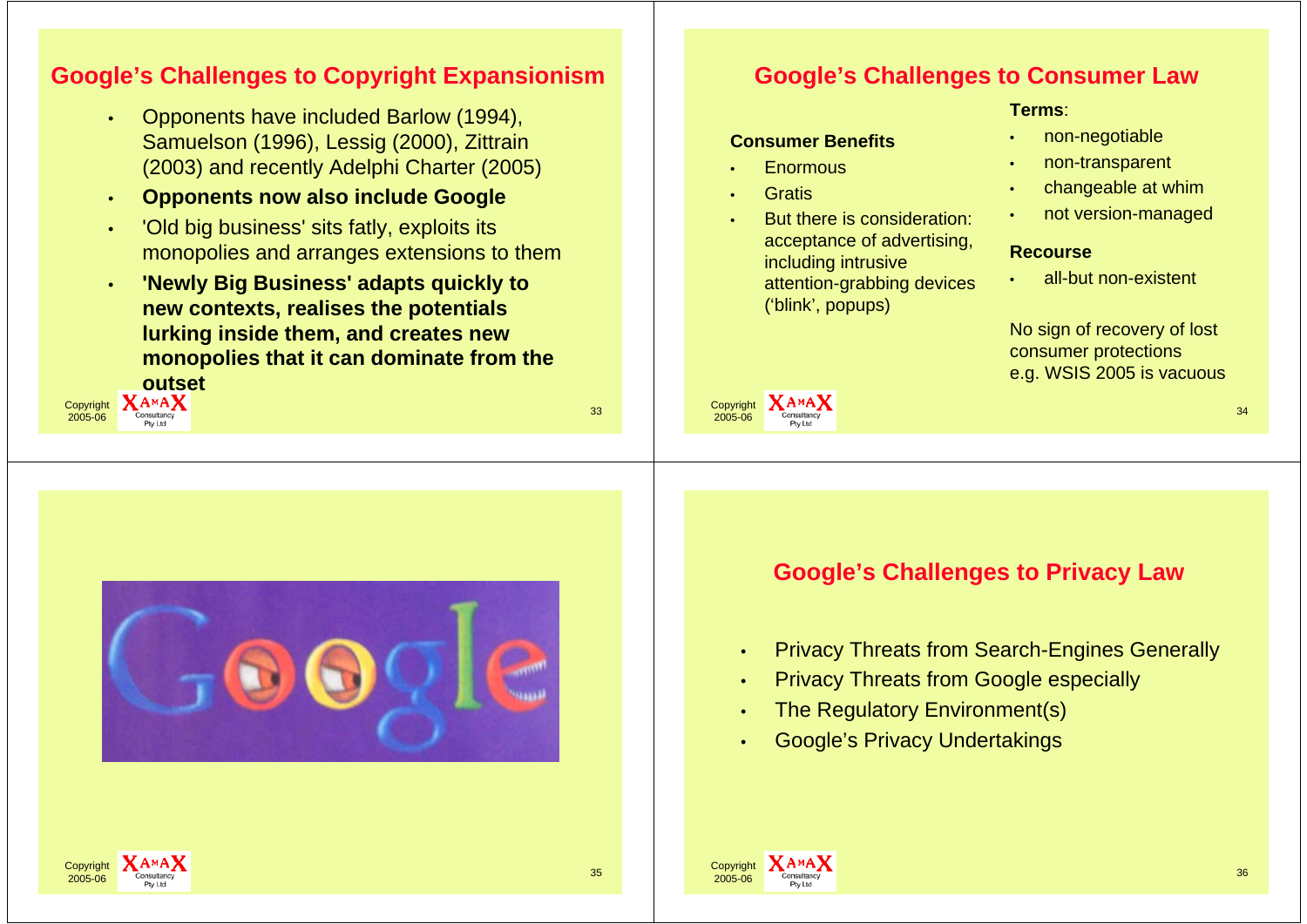## Google's Challenges to Copyright Expansionism

- Opponents have included Barlow (1994), Samuelson (1996), Lessig (2000), Zittrain (2003) and recently Adelphi Charter (2005)
- **Opponents now also include Google**
- 'Old big business' sits fatly, exploits its monopolies and arranges extensions to them
- **'Newly Big Business' adapts quickly to new contexts, realises the potentials lurking inside them, and creates new monopolies that it can dominate from the outset**

## Google's Challenges to Consumer Law

**Consumer Benefits**

- Enormous
- Gratis
- But there is consideration: acceptance of advertising, including intrusive attention-grabbing devices ('blink', popups)

**Terms**:

- non-negotiable
- non-transparent
- changeable at whim
- not version-managed

**Recourse**

- all-but non-existent

No sign of recovery of lost consumer protections e.g. WSIS 2005 is vacuous

## Google's Challenges to Privacy Law

- Privacy Threats from Search-Engines Generally
- Privacy Threats from Google especially
- The Regulatory Environment(s)
- Google's Privacy Undertakings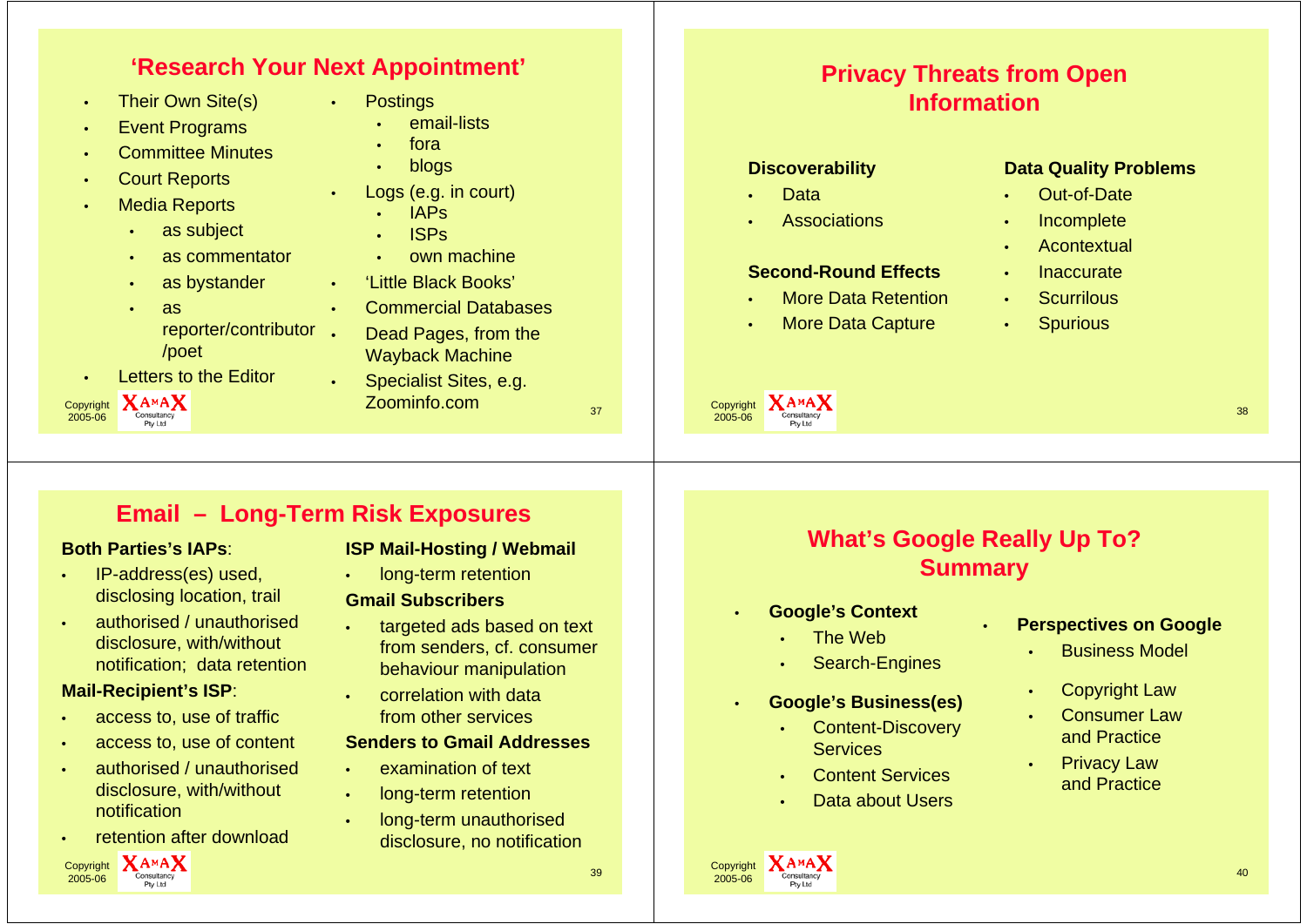## 'Research Your Next Appointment'

- Their Own Site(s)
- Event Programs
- Committee Minutes
- Court Reports
- Media Reports
  - as subject
  - as commentator
  - as bystander
  - as reporter/contributor /poet
- Letters to the Editor
- Postings
  - email-lists
  - fora
  - blogs
- Logs (e.g. in court)
  - IAPs
  - ISPs
  - own machine
- 'Little Black Books'
- Commercial Databases
- Dead Pages, from the Wayback Machine
- Specialist Sites, e.g. Zoominfo.com

## Privacy Threats from Open Information

**Discoverability**

- Data
- Associations

**Second-Round Effects**

- More Data Retention
- More Data Capture

**Data Quality Problems**

- Out-of-Date
- Incomplete
- Acontextual
- Inaccurate
- Scurrilous
- Spurious

## Email – Long-Term Risk Exposures

**Both Parties's IAPs**:

- IP-address(es) used, disclosing location, trail
- authorised / unauthorised disclosure, with/without notification; data retention

**Mail-Recipient's ISP**:

- access to, use of traffic
- access to, use of content
- authorised / unauthorised disclosure, with/without notification
- retention after download

**ISP Mail-Hosting / Webmail**

- long-term retention

**Gmail Subscribers**

- targeted ads based on text from senders, cf. consumer behaviour manipulation
- correlation with data from other services

**Senders to Gmail Addresses**

- examination of text
- long-term retention
- long-term unauthorised disclosure, no notification

## What's Google Really Up To? Summary

- **Google's Context**
  - The Web
  - Search-Engines
- **Google's Business(es)**
  - Content-Discovery Services
  - Content Services
  - Data about Users
- **Perspectives on Google**
  - Business Model
  - Copyright Law
  - Consumer Law and Practice
  - Privacy Law and Practice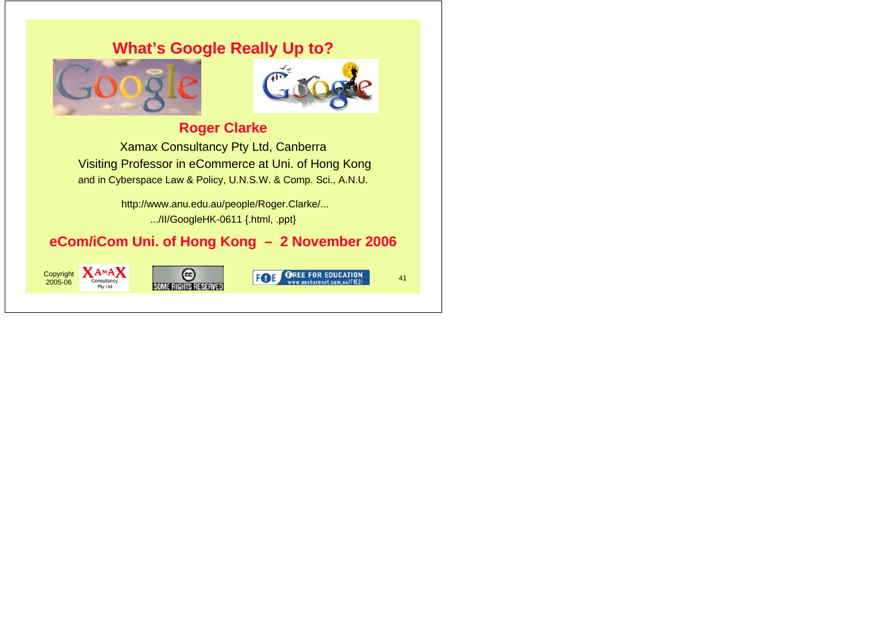# What's Google Really Up to?

## Roger Clarke

Xamax Consultancy Pty Ltd, Canberra

Visiting Professor in eCommerce at Uni. of Hong Kong

and in Cyberspace Law & Policy, U.N.S.W. & Comp. Sci., A.N.U.

http://www.anu.edu.au/people/Roger.Clarke/...

.../II/GoogleHK-0611 {.html, .ppt}

**eCom/iCom Uni. of Hong Kong – 2 November 2006**

Copyright 2005-06